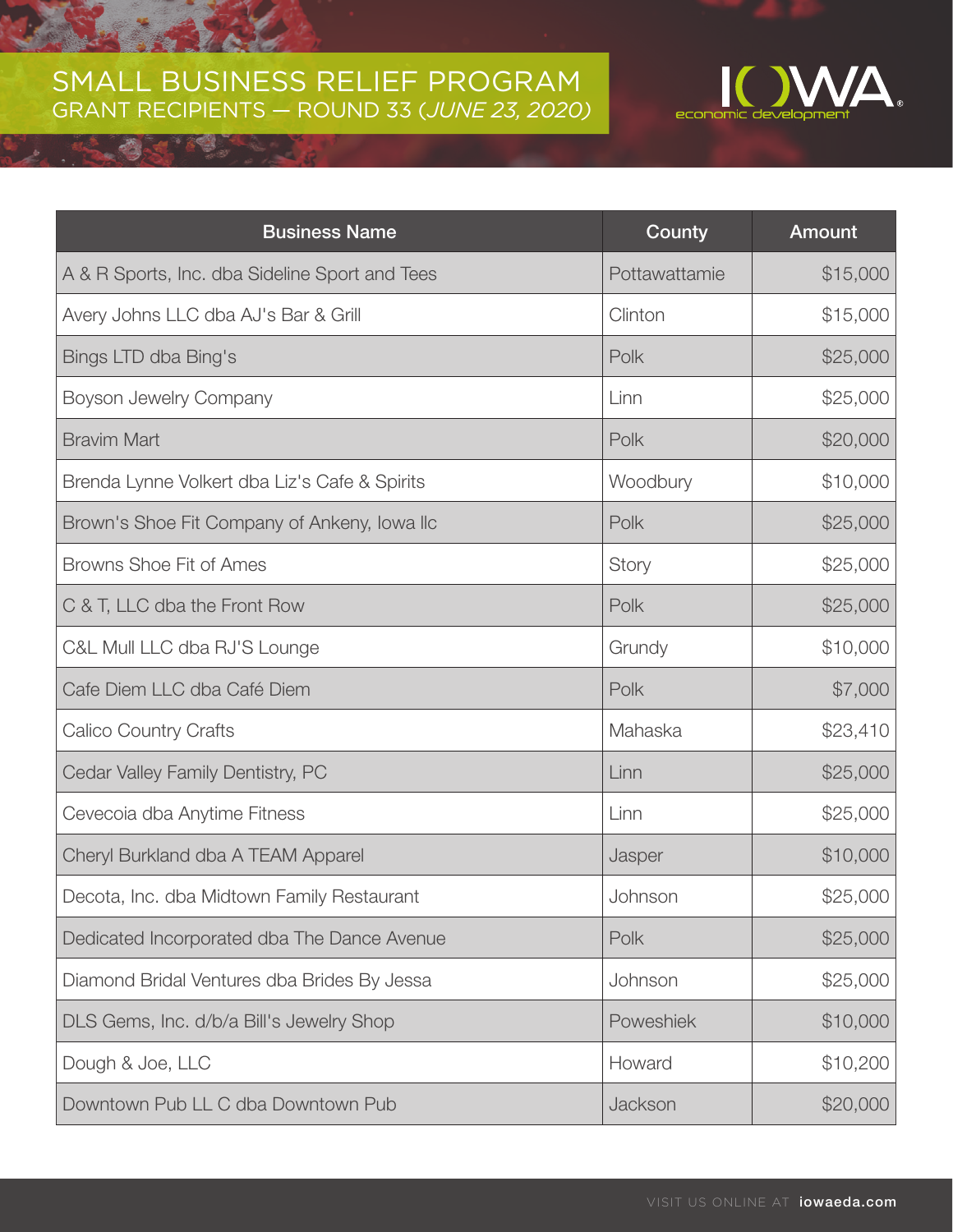# SMALL BUSINESS RELIEF PROGRAM

## GRANT RECIPIENTS — ROUND 33 (*JUNE 23, 2020)*

IOWA economic development

| Business Name | County | Amount |
| --- | --- | --- |
| A & R Sports, Inc. dba Sideline Sport and Tees | Pottawattamie | $15,000 |
| Avery Johns LLC dba AJ's Bar & Grill | Clinton | $15,000 |
| Bings LTD dba Bing's | Polk | $25,000 |
| Boyson Jewelry Company | Linn | $25,000 |
| Bravim Mart | Polk | $20,000 |
| Brenda Lynne Volkert dba Liz's Cafe & Spirits | Woodbury | $10,000 |
| Brown's Shoe Fit Company of Ankeny, Iowa llc | Polk | $25,000 |
| Browns Shoe Fit of Ames | Story | $25,000 |
| C & T, LLC dba the Front Row | Polk | $25,000 |
| C&L Mull LLC dba RJ'S Lounge | Grundy | $10,000 |
| Cafe Diem LLC dba Café Diem | Polk | $7,000 |
| Calico Country Crafts | Mahaska | $23,410 |
| Cedar Valley Family Dentistry, PC | Linn | $25,000 |
| Cevecoia dba Anytime Fitness | Linn | $25,000 |
| Cheryl Burkland dba A TEAM Apparel | Jasper | $10,000 |
| Decota, Inc. dba Midtown Family Restaurant | Johnson | $25,000 |
| Dedicated Incorporated dba The Dance Avenue | Polk | $25,000 |
| Diamond Bridal Ventures dba Brides By Jessa | Johnson | $25,000 |
| DLS Gems, Inc. d/b/a Bill's Jewelry Shop | Poweshiek | $10,000 |
| Dough & Joe, LLC | Howard | $10,200 |
| Downtown Pub LL C dba Downtown Pub | Jackson | $20,000 |

VISIT US ONLINE AT **iowaeda.com**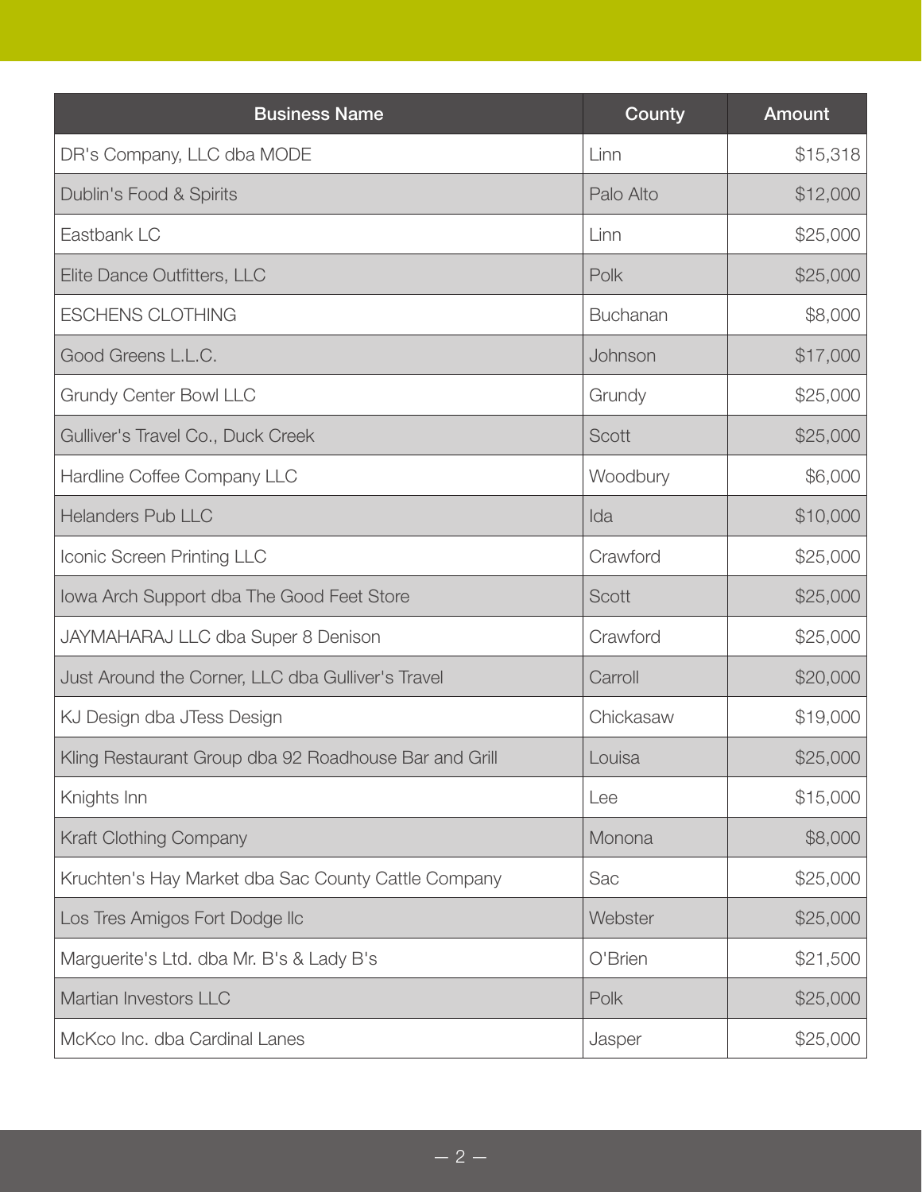| Business Name | County | Amount |
|---|---|---|
| DR's Company, LLC dba MODE | Linn | $15,318 |
| Dublin's Food & Spirits | Palo Alto | $12,000 |
| Eastbank LC | Linn | $25,000 |
| Elite Dance Outfitters, LLC | Polk | $25,000 |
| ESCHENS CLOTHING | Buchanan | $8,000 |
| Good Greens L.L.C. | Johnson | $17,000 |
| Grundy Center Bowl LLC | Grundy | $25,000 |
| Gulliver's Travel Co., Duck Creek | Scott | $25,000 |
| Hardline Coffee Company LLC | Woodbury | $6,000 |
| Helanders Pub LLC | Ida | $10,000 |
| Iconic Screen Printing LLC | Crawford | $25,000 |
| Iowa Arch Support dba The Good Feet Store | Scott | $25,000 |
| JAYMAHARAJ LLC dba Super 8 Denison | Crawford | $25,000 |
| Just Around the Corner, LLC dba Gulliver's Travel | Carroll | $20,000 |
| KJ Design dba JTess Design | Chickasaw | $19,000 |
| Kling Restaurant Group dba 92 Roadhouse Bar and Grill | Louisa | $25,000 |
| Knights Inn | Lee | $15,000 |
| Kraft Clothing Company | Monona | $8,000 |
| Kruchten's Hay Market dba Sac County Cattle Company | Sac | $25,000 |
| Los Tres Amigos Fort Dodge llc | Webster | $25,000 |
| Marguerite's Ltd. dba Mr. B's & Lady B's | O'Brien | $21,500 |
| Martian Investors LLC | Polk | $25,000 |
| McKco Inc. dba Cardinal Lanes | Jasper | $25,000 |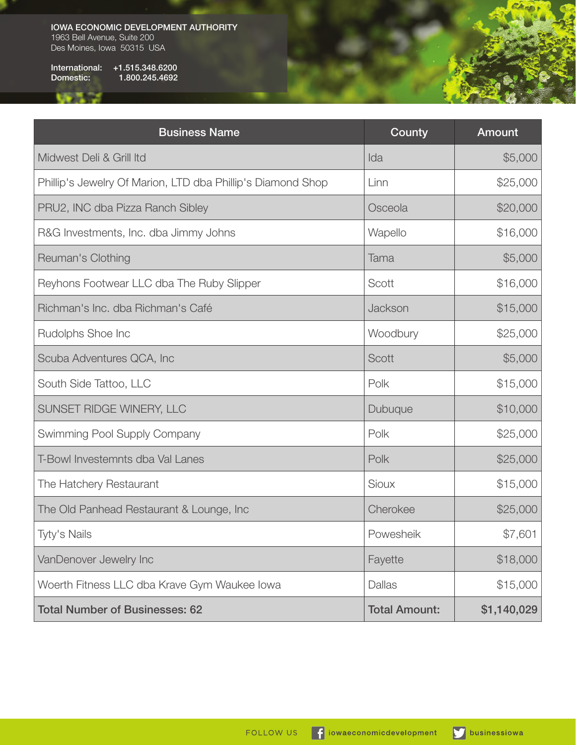IOWA ECONOMIC DEVELOPMENT AUTHORITY
1963 Bell Avenue, Suite 200
Des Moines, Iowa 50315 USA

International: +1.515.348.6200
Domestic: 1.800.245.4692

| Business Name | County | Amount |
|---|---|---|
| Midwest Deli & Grill ltd | Ida | $5,000 |
| Phillip's Jewelry Of Marion, LTD dba Phillip's Diamond Shop | Linn | $25,000 |
| PRU2, INC dba Pizza Ranch Sibley | Osceola | $20,000 |
| R&G Investments, Inc. dba Jimmy Johns | Wapello | $16,000 |
| Reuman's Clothing | Tama | $5,000 |
| Reyhons Footwear LLC dba The Ruby Slipper | Scott | $16,000 |
| Richman's Inc. dba Richman's Café | Jackson | $15,000 |
| Rudolphs Shoe Inc | Woodbury | $25,000 |
| Scuba Adventures QCA, Inc | Scott | $5,000 |
| South Side Tattoo, LLC | Polk | $15,000 |
| SUNSET RIDGE WINERY, LLC | Dubuque | $10,000 |
| Swimming Pool Supply Company | Polk | $25,000 |
| T-Bowl Investemnts dba Val Lanes | Polk | $25,000 |
| The Hatchery Restaurant | Sioux | $15,000 |
| The Old Panhead Restaurant & Lounge, Inc | Cherokee | $25,000 |
| Tyty's Nails | Poweshiek | $7,601 |
| VanDenover Jewelry Inc | Fayette | $18,000 |
| Woerth Fitness LLC dba Krave Gym Waukee Iowa | Dallas | $15,000 |
| **Total Number of Businesses: 62** | **Total Amount:** | **$1,140,029** |

FOLLOW US iowaeconomicdevelopment businessiowa